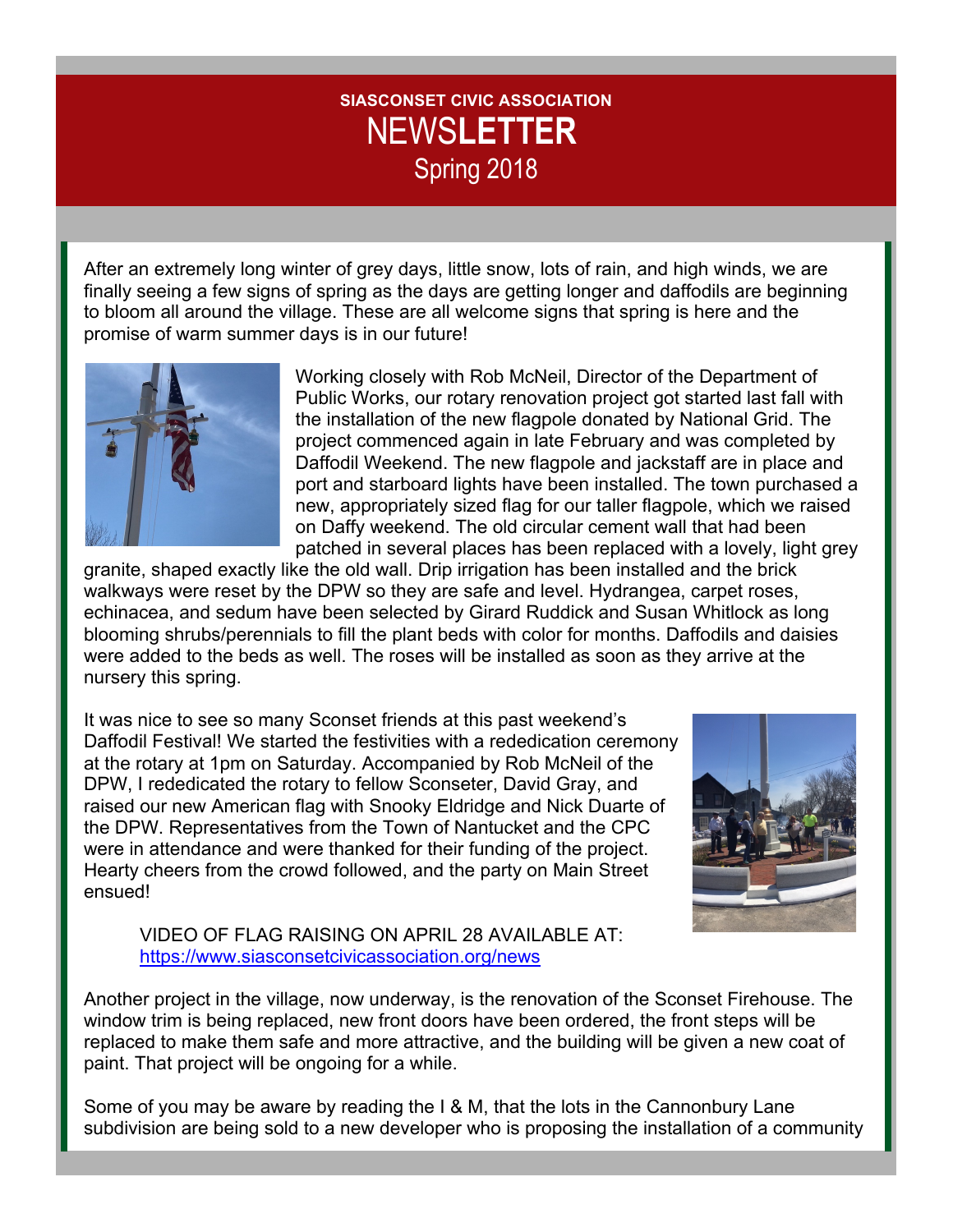**SIASCONSET CIVIC ASSOCIATION**

# NEWS**LETTER**

## Spring 2018

After an extremely long winter of grey days, little snow, lots of rain, and high winds, we are finally seeing a few signs of spring as the days are getting longer and daffodils are beginning to bloom all around the village. These are all welcome signs that spring is here and the promise of warm summer days is in our future!

Working closely with Rob McNeil, Director of the Department of Public Works, our rotary renovation project got started last fall with the installation of the new flagpole donated by National Grid. The project commenced again in late February and was completed by Daffodil Weekend. The new flagpole and jackstaff are in place and port and starboard lights have been installed. The town purchased a new, appropriately sized flag for our taller flagpole, which we raised on Daffy weekend. The old circular cement wall that had been patched in several places has been replaced with a lovely, light grey granite, shaped exactly like the old wall. Drip irrigation has been installed and the brick walkways were reset by the DPW so they are safe and level. Hydrangea, carpet roses, echinacea, and sedum have been selected by Girard Ruddick and Susan Whitlock as long blooming shrubs/perennials to fill the plant beds with color for months. Daffodils and daisies were added to the beds as well. The roses will be installed as soon as they arrive at the nursery this spring.

It was nice to see so many Sconset friends at this past weekend's Daffodil Festival! We started the festivities with a rededication ceremony at the rotary at 1pm on Saturday. Accompanied by Rob McNeil of the DPW, I rededicated the rotary to fellow Sconseter, David Gray, and raised our new American flag with Snooky Eldridge and Nick Duarte of the DPW. Representatives from the Town of Nantucket and the CPC were in attendance and were thanked for their funding of the project. Hearty cheers from the crowd followed, and the party on Main Street ensued!

VIDEO OF FLAG RAISING ON APRIL 28 AVAILABLE AT:
[https://www.siasconsetcivicassociation.org/news](https://www.siasconsetcivicassociation.org/news)

Another project in the village, now underway, is the renovation of the Sconset Firehouse. The window trim is being replaced, new front doors have been ordered, the front steps will be replaced to make them safe and more attractive, and the building will be given a new coat of paint. That project will be ongoing for a while.

Some of you may be aware by reading the I & M, that the lots in the Cannonbury Lane subdivision are being sold to a new developer who is proposing the installation of a community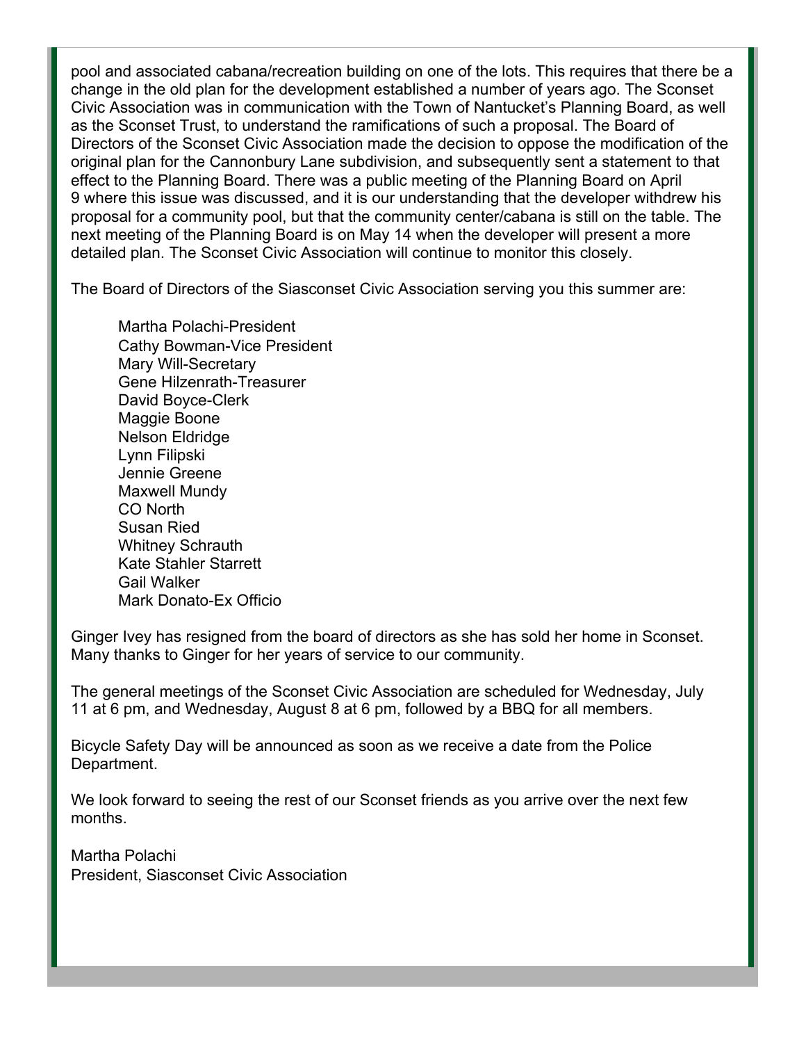pool and associated cabana/recreation building on one of the lots. This requires that there be a change in the old plan for the development established a number of years ago. The Sconset Civic Association was in communication with the Town of Nantucket's Planning Board, as well as the Sconset Trust, to understand the ramifications of such a proposal. The Board of Directors of the Sconset Civic Association made the decision to oppose the modification of the original plan for the Cannonbury Lane subdivision, and subsequently sent a statement to that effect to the Planning Board. There was a public meeting of the Planning Board on April 9 where this issue was discussed, and it is our understanding that the developer withdrew his proposal for a community pool, but that the community center/cabana is still on the table. The next meeting of the Planning Board is on May 14 when the developer will present a more detailed plan. The Sconset Civic Association will continue to monitor this closely.

The Board of Directors of the Siasconset Civic Association serving you this summer are:

Martha Polachi-President  
Cathy Bowman-Vice President  
Mary Will-Secretary  
Gene Hilzenrath-Treasurer  
David Boyce-Clerk  
Maggie Boone  
Nelson Eldridge  
Lynn Filipski  
Jennie Greene  
Maxwell Mundy  
CO North  
Susan Ried  
Whitney Schrauth  
Kate Stahler Starrett  
Gail Walker  
Mark Donato-Ex Officio

Ginger Ivey has resigned from the board of directors as she has sold her home in Sconset. Many thanks to Ginger for her years of service to our community.

The general meetings of the Sconset Civic Association are scheduled for Wednesday, July 11 at 6 pm, and Wednesday, August 8 at 6 pm, followed by a BBQ for all members.

Bicycle Safety Day will be announced as soon as we receive a date from the Police Department.

We look forward to seeing the rest of our Sconset friends as you arrive over the next few months.

Martha Polachi  
President, Siasconset Civic Association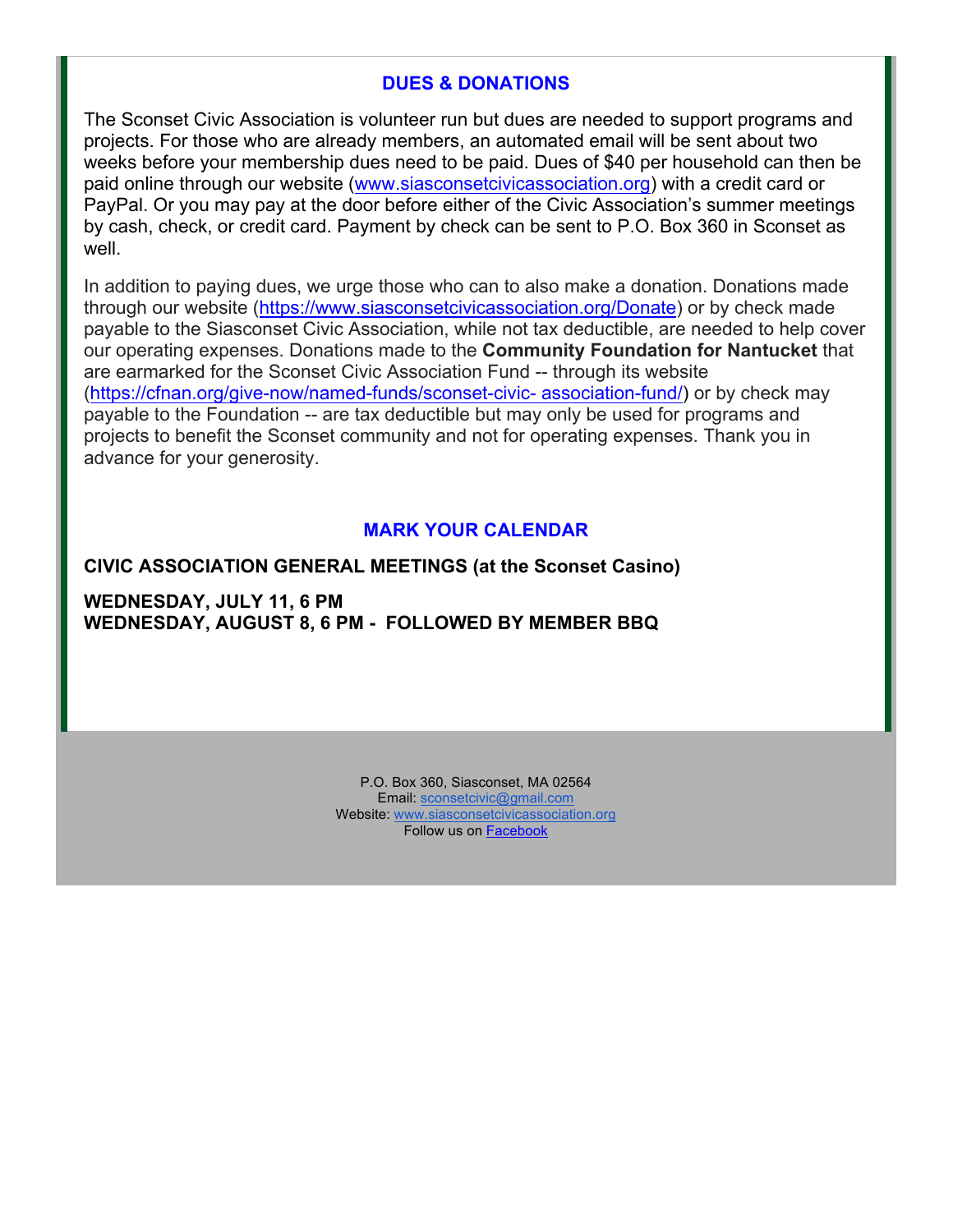## DUES & DONATIONS

The Sconset Civic Association is volunteer run but dues are needed to support programs and projects. For those who are already members, an automated email will be sent about two weeks before your membership dues need to be paid. Dues of $40 per household can then be paid online through our website (www.siasconsetcivicassociation.org) with a credit card or PayPal. Or you may pay at the door before either of the Civic Association's summer meetings by cash, check, or credit card. Payment by check can be sent to P.O. Box 360 in Sconset as well.

In addition to paying dues, we urge those who can to also make a donation. Donations made through our website (https://www.siasconsetcivicassociation.org/Donate) or by check made payable to the Siasconset Civic Association, while not tax deductible, are needed to help cover our operating expenses. Donations made to the **Community Foundation for Nantucket** that are earmarked for the Sconset Civic Association Fund -- through its website (https://cfnan.org/give-now/named-funds/sconset-civic- association-fund/) or by check may payable to the Foundation -- are tax deductible but may only be used for programs and projects to benefit the Sconset community and not for operating expenses. Thank you in advance for your generosity.

## MARK YOUR CALENDAR

**CIVIC ASSOCIATION GENERAL MEETINGS (at the Sconset Casino)**

**WEDNESDAY, JULY 11, 6 PM**
**WEDNESDAY, AUGUST 8, 6 PM - FOLLOWED BY MEMBER BBQ**

P.O. Box 360, Siasconset, MA 02564
Email: sconsetcivic@gmail.com
Website: www.siasconsetcivicassociation.org
Follow us on Facebook